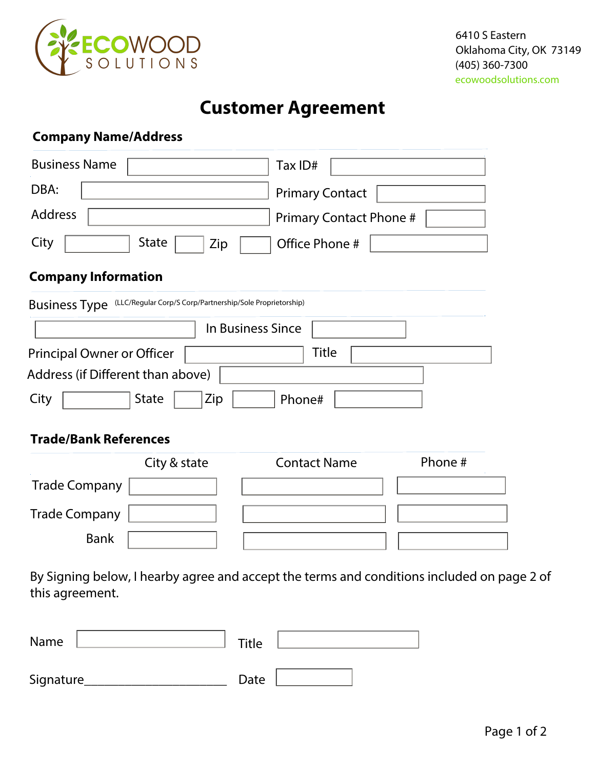ECOWOOD SOLUTIONS

6410 S Eastern
Oklahoma City, OK 73149
(405) 360-7300
ecowoodsolutions.com

# Customer Agreement

## Company Name/Address

Business Name ____________ Tax ID# ____________

DBA: ____________ Primary Contact ____________

Address ____________ Primary Contact Phone # ____________

City ______ State ____ Zip ____ Office Phone # ____________

## Company Information

Business Type (LLC/Regular Corp/S Corp/Partnership/Sole Proprietorship)

____________ In Business Since ____________

Principal Owner or Officer ____________ Title ____________

Address (if Different than above) ____________

City ______ State ____ Zip ____ Phone# ____________

## Trade/Bank References

| | City & state | Contact Name | Phone # |
|---|---|---|---|
| Trade Company | | | |
| Trade Company | | | |
| Bank | | | |

By Signing below, I hearby agree and accept the terms and conditions included on page 2 of this agreement.

Name ____________ Title ____________

Signature______________________ Date ____________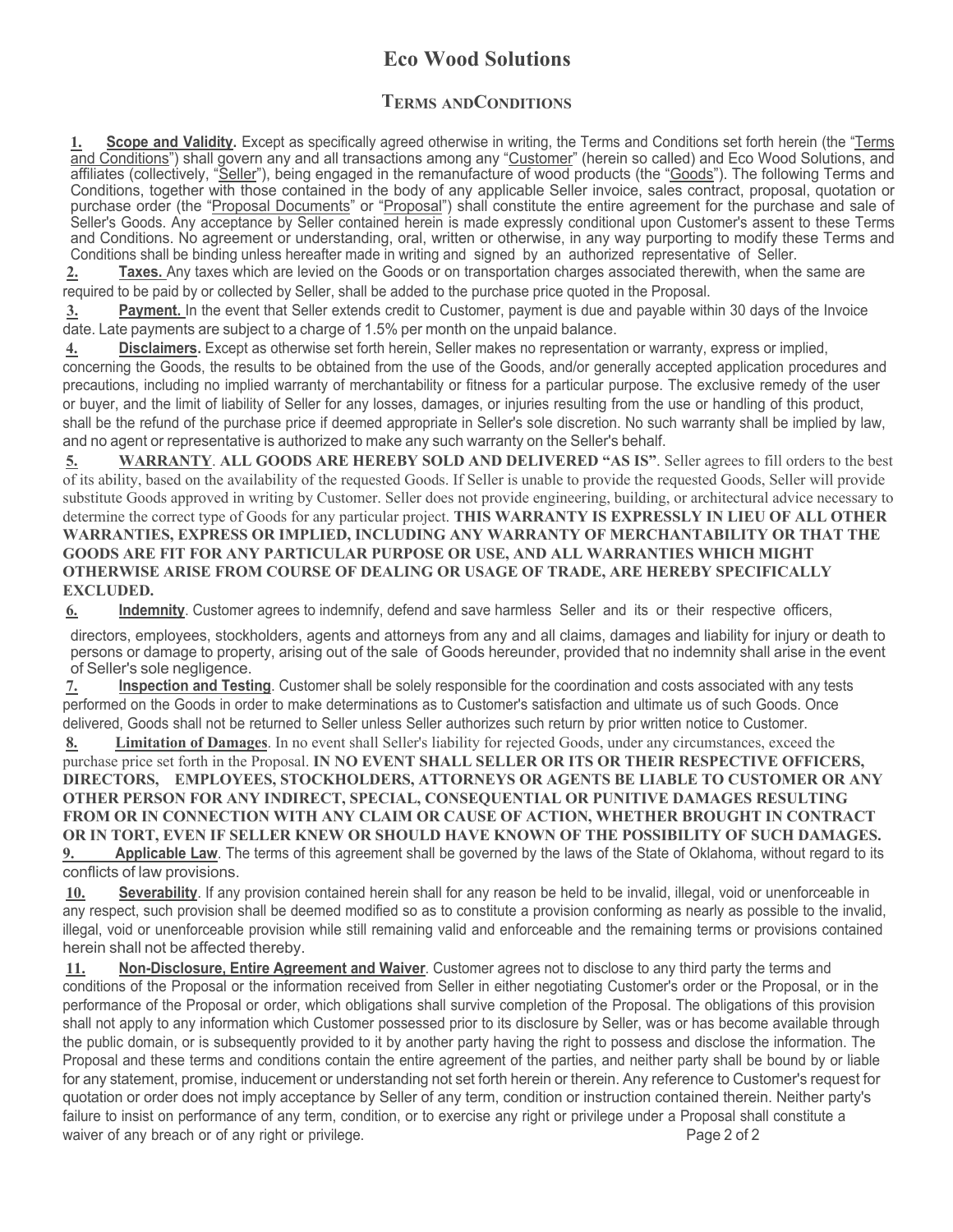# Eco Wood Solutions

## Terms and Conditions

**1. Scope and Validity.** Except as specifically agreed otherwise in writing, the Terms and Conditions set forth herein (the "Terms and Conditions") shall govern any and all transactions among any "Customer" (herein so called) and Eco Wood Solutions, and affiliates (collectively, "Seller"), being engaged in the remanufacture of wood products (the "Goods"). The following Terms and Conditions, together with those contained in the body of any applicable Seller invoice, sales contract, proposal, quotation or purchase order (the "Proposal Documents" or "Proposal") shall constitute the entire agreement for the purchase and sale of Seller's Goods. Any acceptance by Seller contained herein is made expressly conditional upon Customer's assent to these Terms and Conditions. No agreement or understanding, oral, written or otherwise, in any way purporting to modify these Terms and Conditions shall be binding unless hereafter made in writing and signed by an authorized representative of Seller.

**2. Taxes.** Any taxes which are levied on the Goods or on transportation charges associated therewith, when the same are required to be paid by or collected by Seller, shall be added to the purchase price quoted in the Proposal.

**3. Payment.** In the event that Seller extends credit to Customer, payment is due and payable within 30 days of the Invoice date. Late payments are subject to a charge of 1.5% per month on the unpaid balance.

**4. Disclaimers.** Except as otherwise set forth herein, Seller makes no representation or warranty, express or implied, concerning the Goods, the results to be obtained from the use of the Goods, and/or generally accepted application procedures and precautions, including no implied warranty of merchantability or fitness for a particular purpose. The exclusive remedy of the user or buyer, and the limit of liability of Seller for any losses, damages, or injuries resulting from the use or handling of this product, shall be the refund of the purchase price if deemed appropriate in Seller's sole discretion. No such warranty shall be implied by law, and no agent or representative is authorized to make any such warranty on the Seller's behalf.

**5. WARRANTY. ALL GOODS ARE HEREBY SOLD AND DELIVERED "AS IS"**. Seller agrees to fill orders to the best of its ability, based on the availability of the requested Goods. If Seller is unable to provide the requested Goods, Seller will provide substitute Goods approved in writing by Customer. Seller does not provide engineering, building, or architectural advice necessary to determine the correct type of Goods for any particular project. **THIS WARRANTY IS EXPRESSLY IN LIEU OF ALL OTHER WARRANTIES, EXPRESS OR IMPLIED, INCLUDING ANY WARRANTY OF MERCHANTABILITY OR THAT THE GOODS ARE FIT FOR ANY PARTICULAR PURPOSE OR USE, AND ALL WARRANTIES WHICH MIGHT OTHERWISE ARISE FROM COURSE OF DEALING OR USAGE OF TRADE, ARE HEREBY SPECIFICALLY EXCLUDED.**

**6. Indemnity**. Customer agrees to indemnify, defend and save harmless Seller and its or their respective officers, directors, employees, stockholders, agents and attorneys from any and all claims, damages and liability for injury or death to persons or damage to property, arising out of the sale of Goods hereunder, provided that no indemnity shall arise in the event of Seller's sole negligence.

**7. Inspection and Testing**. Customer shall be solely responsible for the coordination and costs associated with any tests performed on the Goods in order to make determinations as to Customer's satisfaction and ultimate us of such Goods. Once delivered, Goods shall not be returned to Seller unless Seller authorizes such return by prior written notice to Customer.

**8. Limitation of Damages**. In no event shall Seller's liability for rejected Goods, under any circumstances, exceed the purchase price set forth in the Proposal. **IN NO EVENT SHALL SELLER OR ITS OR THEIR RESPECTIVE OFFICERS, DIRECTORS, EMPLOYEES, STOCKHOLDERS, ATTORNEYS OR AGENTS BE LIABLE TO CUSTOMER OR ANY OTHER PERSON FOR ANY INDIRECT, SPECIAL, CONSEQUENTIAL OR PUNITIVE DAMAGES RESULTING FROM OR IN CONNECTION WITH ANY CLAIM OR CAUSE OF ACTION, WHETHER BROUGHT IN CONTRACT OR IN TORT, EVEN IF SELLER KNEW OR SHOULD HAVE KNOWN OF THE POSSIBILITY OF SUCH DAMAGES.**

**9. Applicable Law**. The terms of this agreement shall be governed by the laws of the State of Oklahoma, without regard to its conflicts of law provisions.

**10. Severability**. If any provision contained herein shall for any reason be held to be invalid, illegal, void or unenforceable in any respect, such provision shall be deemed modified so as to constitute a provision conforming as nearly as possible to the invalid, illegal, void or unenforceable provision while still remaining valid and enforceable and the remaining terms or provisions contained herein shall not be affected thereby.

**11. Non-Disclosure, Entire Agreement and Waiver**. Customer agrees not to disclose to any third party the terms and conditions of the Proposal or the information received from Seller in either negotiating Customer's order or the Proposal, or in the performance of the Proposal or order, which obligations shall survive completion of the Proposal. The obligations of this provision shall not apply to any information which Customer possessed prior to its disclosure by Seller, was or has become available through the public domain, or is subsequently provided to it by another party having the rights to possess and disclose the information. The Proposal and these terms and conditions contain the entire agreement of the parties, and neither party shall be bound by or liable for any statement, promise, inducement or understanding not set forth herein or therein. Any reference to Customer's request for quotation or order does not imply acceptance by Seller of any term, condition or instruction contained therein. Neither party's failure to insist on performance of any term, condition, or to exercise any right or privilege under a Proposal shall constitute a waiver of any breach or of any right or privilege.